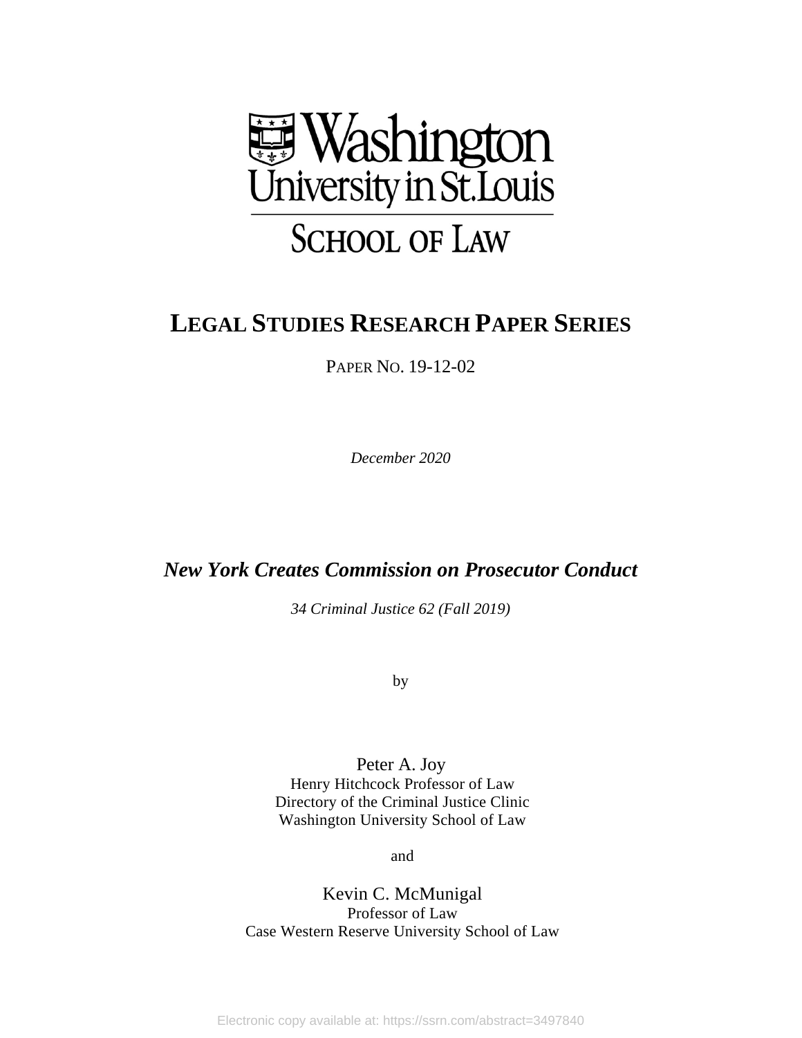Washington University in St. Louis

SCHOOL OF LAW

# LEGAL STUDIES RESEARCH PAPER SERIES

PAPER NO. 19-12-02

*December 2020*

## *New York Creates Commission on Prosecutor Conduct*

*34 Criminal Justice 62 (Fall 2019)*

by

Peter A. Joy
Henry Hitchcock Professor of Law
Directory of the Criminal Justice Clinic
Washington University School of Law

and

Kevin C. McMunigal
Professor of Law
Case Western Reserve University School of Law

Electronic copy available at: https://ssrn.com/abstract=3497840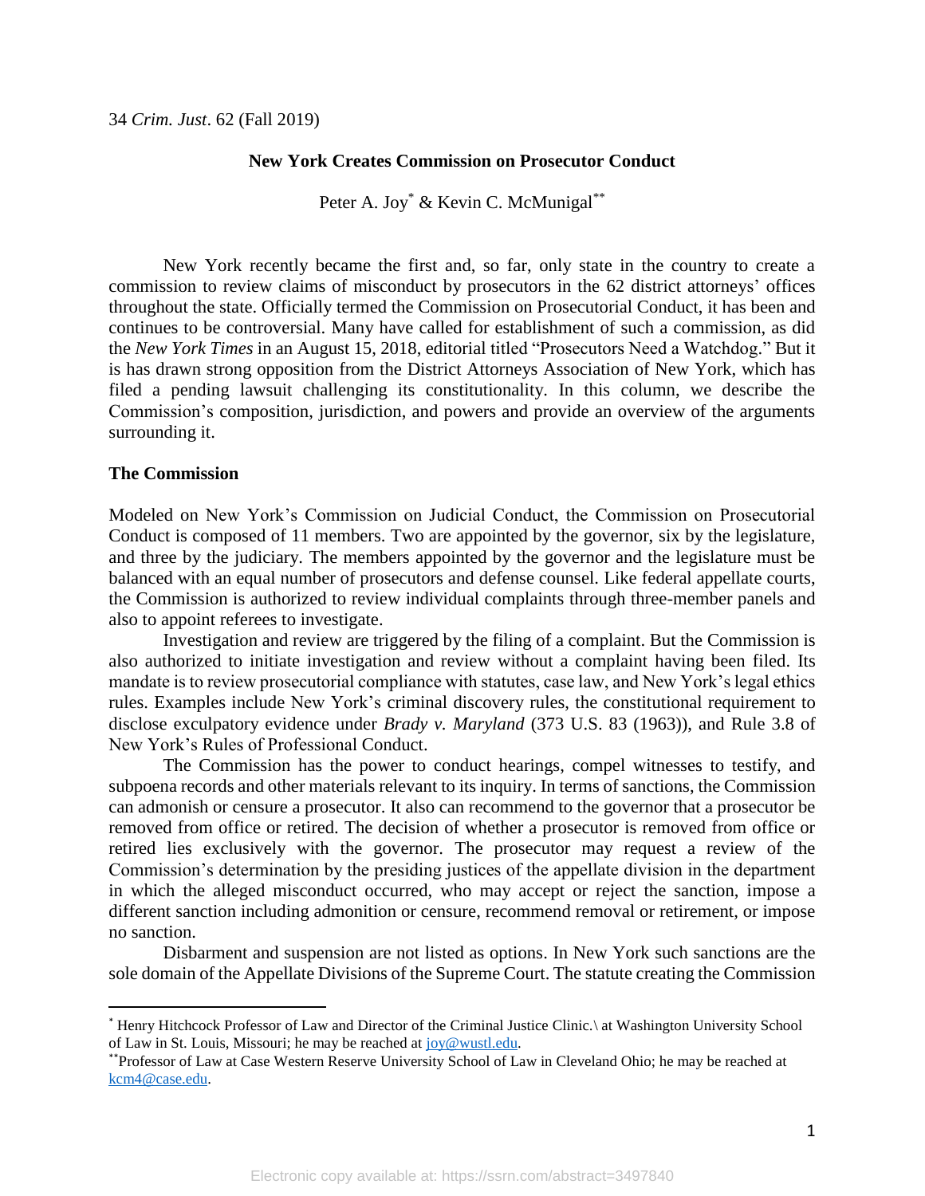34 *Crim. Just*. 62 (Fall 2019)

**New York Creates Commission on Prosecutor Conduct**

Peter A. Joy[*] & Kevin C. McMunigal[**]

New York recently became the first and, so far, only state in the country to create a commission to review claims of misconduct by prosecutors in the 62 district attorneys' offices throughout the state. Officially termed the Commission on Prosecutorial Conduct, it has been and continues to be controversial. Many have called for establishment of such a commission, as did the *New York Times* in an August 15, 2018, editorial titled "Prosecutors Need a Watchdog." But it is has drawn strong opposition from the District Attorneys Association of New York, which has filed a pending lawsuit challenging its constitutionality. In this column, we describe the Commission's composition, jurisdiction, and powers and provide an overview of the arguments surrounding it.

## The Commission

Modeled on New York's Commission on Judicial Conduct, the Commission on Prosecutorial Conduct is composed of 11 members. Two are appointed by the governor, six by the legislature, and three by the judiciary. The members appointed by the governor and the legislature must be balanced with an equal number of prosecutors and defense counsel. Like federal appellate courts, the Commission is authorized to review individual complaints through three-member panels and also to appoint referees to investigate.

Investigation and review are triggered by the filing of a complaint. But the Commission is also authorized to initiate investigation and review without a complaint having been filed. Its mandate is to review prosecutorial compliance with statutes, case law, and New York's legal ethics rules. Examples include New York's criminal discovery rules, the constitutional requirement to disclose exculpatory evidence under *Brady v. Maryland* (373 U.S. 83 (1963)), and Rule 3.8 of New York's Rules of Professional Conduct.

The Commission has the power to conduct hearings, compel witnesses to testify, and subpoena records and other materials relevant to its inquiry. In terms of sanctions, the Commission can admonish or censure a prosecutor. It also can recommend to the governor that a prosecutor be removed from office or retired. The decision of whether a prosecutor is removed from office or retired lies exclusively with the governor. The prosecutor may request a review of the Commission's determination by the presiding justices of the appellate division in the department in which the alleged misconduct occurred, who may accept or reject the sanction, impose a different sanction including admonition or censure, recommend removal or retirement, or impose no sanction.

Disbarment and suspension are not listed as options. In New York such sanctions are the sole domain of the Appellate Divisions of the Supreme Court. The statute creating the Commission

---

[*] Henry Hitchcock Professor of Law and Director of the Criminal Justice Clinic.\ at Washington University School of Law in St. Louis, Missouri; he may be reached at joy@wustl.edu.

[**] Professor of Law at Case Western Reserve University School of Law in Cleveland Ohio; he may be reached at kcm4@case.edu.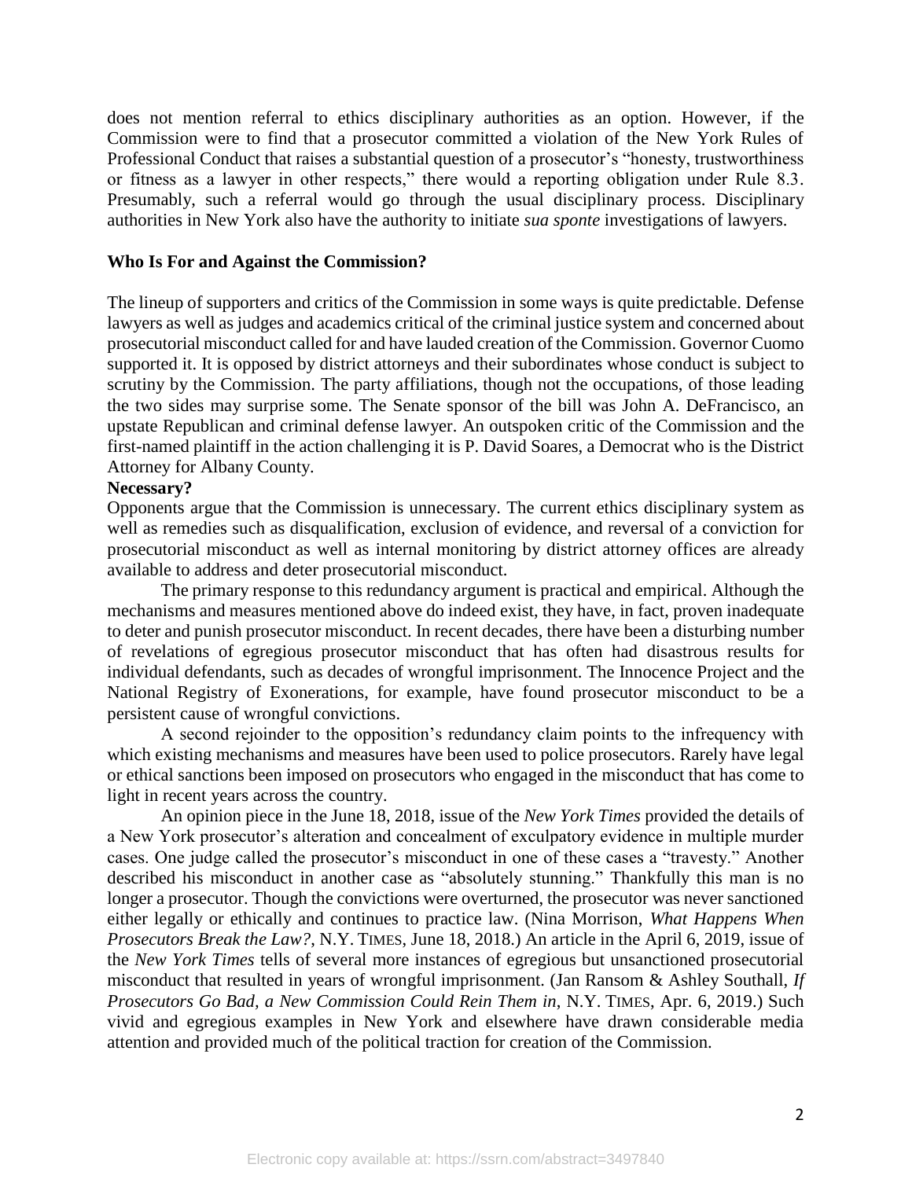does not mention referral to ethics disciplinary authorities as an option. However, if the Commission were to find that a prosecutor committed a violation of the New York Rules of Professional Conduct that raises a substantial question of a prosecutor's "honesty, trustworthiness or fitness as a lawyer in other respects," there would a reporting obligation under Rule 8.3. Presumably, such a referral would go through the usual disciplinary process. Disciplinary authorities in New York also have the authority to initiate *sua sponte* investigations of lawyers.

**Who Is For and Against the Commission?**

The lineup of supporters and critics of the Commission in some ways is quite predictable. Defense lawyers as well as judges and academics critical of the criminal justice system and concerned about prosecutorial misconduct called for and have lauded creation of the Commission. Governor Cuomo supported it. It is opposed by district attorneys and their subordinates whose conduct is subject to scrutiny by the Commission. The party affiliations, though not the occupations, of those leading the two sides may surprise some. The Senate sponsor of the bill was John A. DeFrancisco, an upstate Republican and criminal defense lawyer. An outspoken critic of the Commission and the first-named plaintiff in the action challenging it is P. David Soares, a Democrat who is the District Attorney for Albany County.

**Necessary?**

Opponents argue that the Commission is unnecessary. The current ethics disciplinary system as well as remedies such as disqualification, exclusion of evidence, and reversal of a conviction for prosecutorial misconduct as well as internal monitoring by district attorney offices are already available to address and deter prosecutorial misconduct.

The primary response to this redundancy argument is practical and empirical. Although the mechanisms and measures mentioned above do indeed exist, they have, in fact, proven inadequate to deter and punish prosecutor misconduct. In recent decades, there have been a disturbing number of revelations of egregious prosecutor misconduct that has often had disastrous results for individual defendants, such as decades of wrongful imprisonment. The Innocence Project and the National Registry of Exonerations, for example, have found prosecutor misconduct to be a persistent cause of wrongful convictions.

A second rejoinder to the opposition's redundancy claim points to the infrequency with which existing mechanisms and measures have been used to police prosecutors. Rarely have legal or ethical sanctions been imposed on prosecutors who engaged in the misconduct that has come to light in recent years across the country.

An opinion piece in the June 18, 2018, issue of the *New York Times* provided the details of a New York prosecutor's alteration and concealment of exculpatory evidence in multiple murder cases. One judge called the prosecutor's misconduct in one of these cases a "travesty." Another described his misconduct in another case as "absolutely stunning." Thankfully this man is no longer a prosecutor. Though the convictions were overturned, the prosecutor was never sanctioned either legally or ethically and continues to practice law. (Nina Morrison, *What Happens When Prosecutors Break the Law?*, N.Y. TIMES, June 18, 2018.) An article in the April 6, 2019, issue of the *New York Times* tells of several more instances of egregious but unsanctioned prosecutorial misconduct that resulted in years of wrongful imprisonment. (Jan Ransom & Ashley Southall, *If Prosecutors Go Bad, a New Commission Could Rein Them in*, N.Y. TIMES, Apr. 6, 2019.) Such vivid and egregious examples in New York and elsewhere have drawn considerable media attention and provided much of the political traction for creation of the Commission.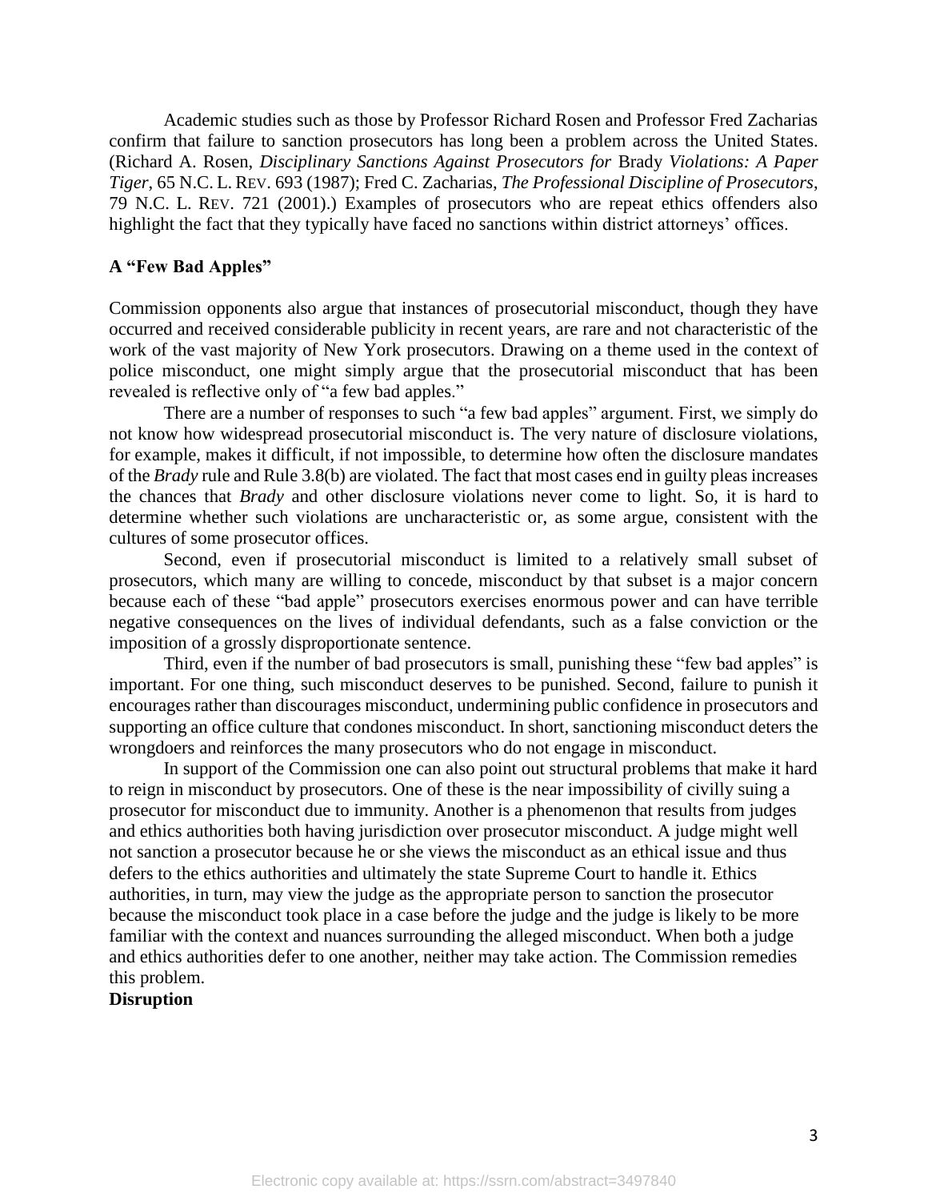Academic studies such as those by Professor Richard Rosen and Professor Fred Zacharias confirm that failure to sanction prosecutors has long been a problem across the United States. (Richard A. Rosen, *Disciplinary Sanctions Against Prosecutors for* Brady *Violations: A Paper Tiger*, 65 N.C. L. REV. 693 (1987); Fred C. Zacharias, *The Professional Discipline of Prosecutors*, 79 N.C. L. REV. 721 (2001).) Examples of prosecutors who are repeat ethics offenders also highlight the fact that they typically have faced no sanctions within district attorneys' offices.

**A "Few Bad Apples"**

Commission opponents also argue that instances of prosecutorial misconduct, though they have occurred and received considerable publicity in recent years, are rare and not characteristic of the work of the vast majority of New York prosecutors. Drawing on a theme used in the context of police misconduct, one might simply argue that the prosecutorial misconduct that has been revealed is reflective only of "a few bad apples."

There are a number of responses to such "a few bad apples" argument. First, we simply do not know how widespread prosecutorial misconduct is. The very nature of disclosure violations, for example, makes it difficult, if not impossible, to determine how often the disclosure mandates of the *Brady* rule and Rule 3.8(b) are violated. The fact that most cases end in guilty pleas increases the chances that *Brady* and other disclosure violations never come to light. So, it is hard to determine whether such violations are uncharacteristic or, as some argue, consistent with the cultures of some prosecutor offices.

Second, even if prosecutorial misconduct is limited to a relatively small subset of prosecutors, which many are willing to concede, misconduct by that subset is a major concern because each of these "bad apple" prosecutors exercises enormous power and can have terrible negative consequences on the lives of individual defendants, such as a false conviction or the imposition of a grossly disproportionate sentence.

Third, even if the number of bad prosecutors is small, punishing these "few bad apples" is important. For one thing, such misconduct deserves to be punished. Second, failure to punish it encourages rather than discourages misconduct, undermining public confidence in prosecutors and supporting an office culture that condones misconduct. In short, sanctioning misconduct deters the wrongdoers and reinforces the many prosecutors who do not engage in misconduct.

In support of the Commission one can also point out structural problems that make it hard to reign in misconduct by prosecutors. One of these is the near impossibility of civilly suing a prosecutor for misconduct due to immunity. Another is a phenomenon that results from judges and ethics authorities both having jurisdiction over prosecutor misconduct. A judge might well not sanction a prosecutor because he or she views the misconduct as an ethical issue and thus defers to the ethics authorities and ultimately the state Supreme Court to handle it. Ethics authorities, in turn, may view the judge as the appropriate person to sanction the prosecutor because the misconduct took place in a case before the judge and the judge is likely to be more familiar with the context and nuances surrounding the alleged misconduct. When both a judge and ethics authorities defer to one another, neither may take action. The Commission remedies this problem.

**Disruption**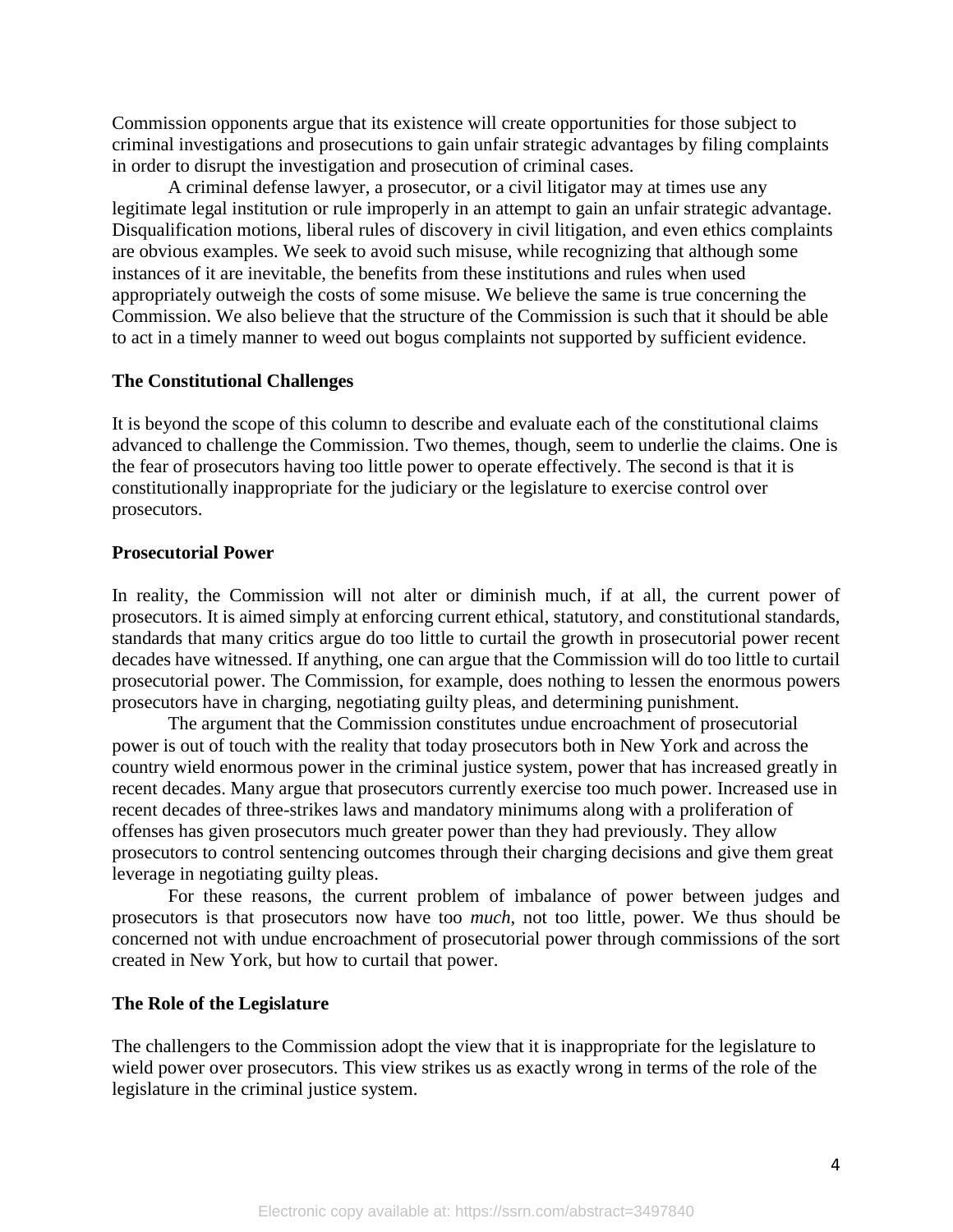Commission opponents argue that its existence will create opportunities for those subject to criminal investigations and prosecutions to gain unfair strategic advantages by filing complaints in order to disrupt the investigation and prosecution of criminal cases.

A criminal defense lawyer, a prosecutor, or a civil litigator may at times use any legitimate legal institution or rule improperly in an attempt to gain an unfair strategic advantage. Disqualification motions, liberal rules of discovery in civil litigation, and even ethics complaints are obvious examples. We seek to avoid such misuse, while recognizing that although some instances of it are inevitable, the benefits from these institutions and rules when used appropriately outweigh the costs of some misuse. We believe the same is true concerning the Commission. We also believe that the structure of the Commission is such that it should be able to act in a timely manner to weed out bogus complaints not supported by sufficient evidence.

**The Constitutional Challenges**

It is beyond the scope of this column to describe and evaluate each of the constitutional claims advanced to challenge the Commission. Two themes, though, seem to underlie the claims. One is the fear of prosecutors having too little power to operate effectively. The second is that it is constitutionally inappropriate for the judiciary or the legislature to exercise control over prosecutors.

**Prosecutorial Power**

In reality, the Commission will not alter or diminish much, if at all, the current power of prosecutors. It is aimed simply at enforcing current ethical, statutory, and constitutional standards, standards that many critics argue do too little to curtail the growth in prosecutorial power recent decades have witnessed. If anything, one can argue that the Commission will do too little to curtail prosecutorial power. The Commission, for example, does nothing to lessen the enormous powers prosecutors have in charging, negotiating guilty pleas, and determining punishment.

The argument that the Commission constitutes undue encroachment of prosecutorial power is out of touch with the reality that today prosecutors both in New York and across the country wield enormous power in the criminal justice system, power that has increased greatly in recent decades. Many argue that prosecutors currently exercise too much power. Increased use in recent decades of three-strikes laws and mandatory minimums along with a proliferation of offenses has given prosecutors much greater power than they had previously. They allow prosecutors to control sentencing outcomes through their charging decisions and give them great leverage in negotiating guilty pleas.

For these reasons, the current problem of imbalance of power between judges and prosecutors is that prosecutors now have too *much*, not too little, power. We thus should be concerned not with undue encroachment of prosecutorial power through commissions of the sort created in New York, but how to curtail that power.

**The Role of the Legislature**

The challengers to the Commission adopt the view that it is inappropriate for the legislature to wield power over prosecutors. This view strikes us as exactly wrong in terms of the role of the legislature in the criminal justice system.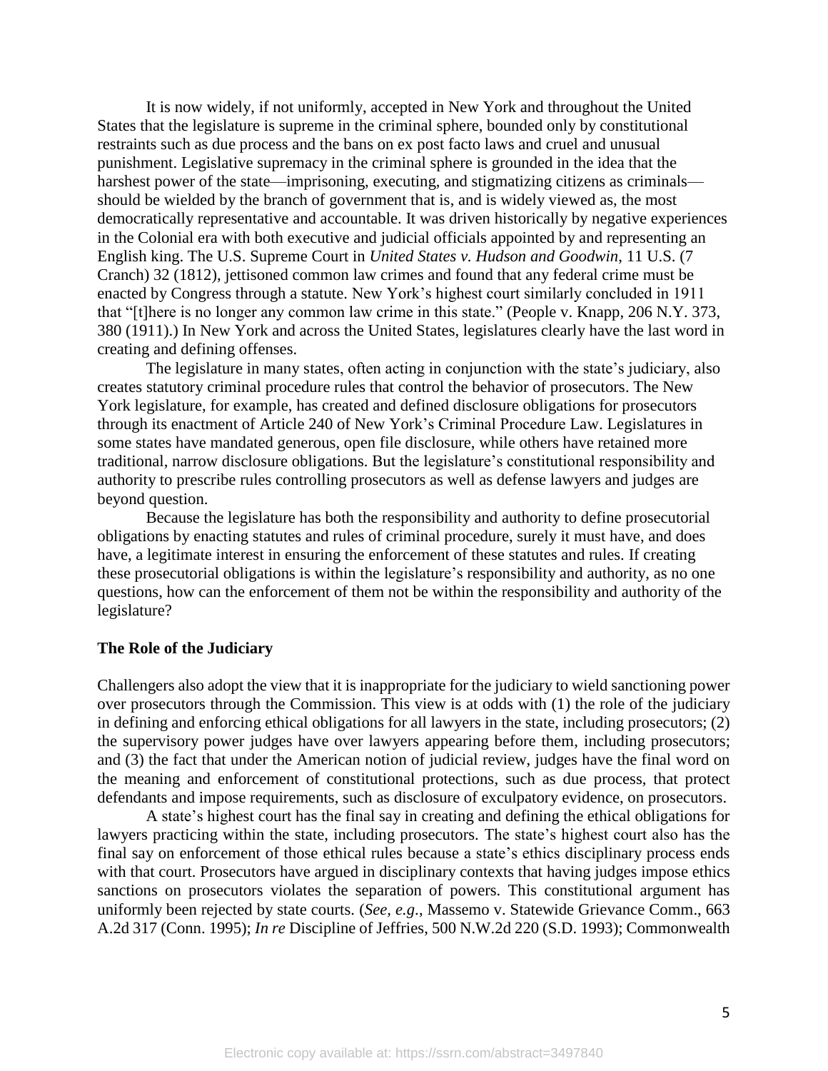It is now widely, if not uniformly, accepted in New York and throughout the United States that the legislature is supreme in the criminal sphere, bounded only by constitutional restraints such as due process and the bans on ex post facto laws and cruel and unusual punishment. Legislative supremacy in the criminal sphere is grounded in the idea that the harshest power of the state—imprisoning, executing, and stigmatizing citizens as criminals—should be wielded by the branch of government that is, and is widely viewed as, the most democratically representative and accountable. It was driven historically by negative experiences in the Colonial era with both executive and judicial officials appointed by and representing an English king. The U.S. Supreme Court in *United States v. Hudson and Goodwin*, 11 U.S. (7 Cranch) 32 (1812), jettisoned common law crimes and found that any federal crime must be enacted by Congress through a statute. New York's highest court similarly concluded in 1911 that "[t]here is no longer any common law crime in this state." (People v. Knapp, 206 N.Y. 373, 380 (1911).) In New York and across the United States, legislatures clearly have the last word in creating and defining offenses.

The legislature in many states, often acting in conjunction with the state's judiciary, also creates statutory criminal procedure rules that control the behavior of prosecutors. The New York legislature, for example, has created and defined disclosure obligations for prosecutors through its enactment of Article 240 of New York's Criminal Procedure Law. Legislatures in some states have mandated generous, open file disclosure, while others have retained more traditional, narrow disclosure obligations. But the legislature's constitutional responsibility and authority to prescribe rules controlling prosecutors as well as defense lawyers and judges are beyond question.

Because the legislature has both the responsibility and authority to define prosecutorial obligations by enacting statutes and rules of criminal procedure, surely it must have, and does have, a legitimate interest in ensuring the enforcement of these statutes and rules. If creating these prosecutorial obligations is within the legislature's responsibility and authority, as no one questions, how can the enforcement of them not be within the responsibility and authority of the legislature?

**The Role of the Judiciary**

Challengers also adopt the view that it is inappropriate for the judiciary to wield sanctioning power over prosecutors through the Commission. This view is at odds with (1) the role of the judiciary in defining and enforcing ethical obligations for all lawyers in the state, including prosecutors; (2) the supervisory power judges have over lawyers appearing before them, including prosecutors; and (3) the fact that under the American notion of judicial review, judges have the final word on the meaning and enforcement of constitutional protections, such as due process, that protect defendants and impose requirements, such as disclosure of exculpatory evidence, on prosecutors.

A state's highest court has the final say in creating and defining the ethical obligations for lawyers practicing within the state, including prosecutors. The state's highest court also has the final say on enforcement of those ethical rules because a state's ethics disciplinary process ends with that court. Prosecutors have argued in disciplinary contexts that having judges impose ethics sanctions on prosecutors violates the separation of powers. This constitutional argument has uniformly been rejected by state courts. (*See, e.g.*, Massemo v. Statewide Grievance Comm., 663 A.2d 317 (Conn. 1995); *In re* Discipline of Jeffries, 500 N.W.2d 220 (S.D. 1993); Commonwealth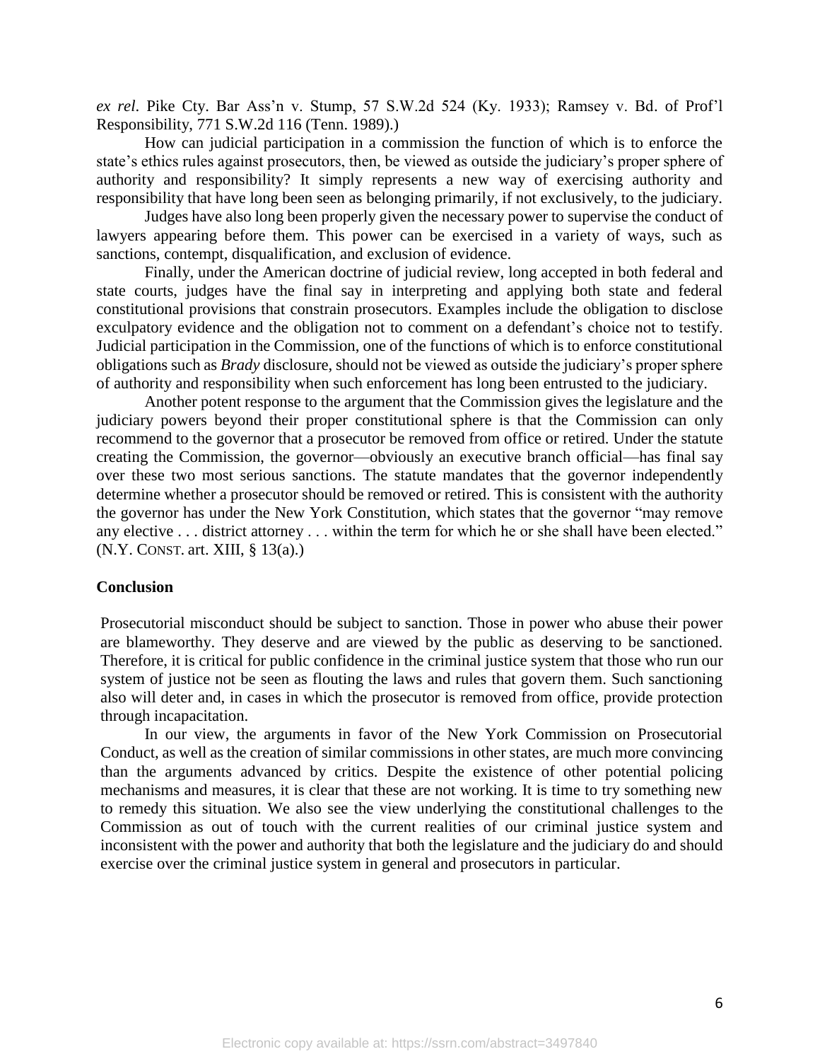*ex rel*. Pike Cty. Bar Ass'n v. Stump, 57 S.W.2d 524 (Ky. 1933); Ramsey v. Bd. of Prof'l Responsibility, 771 S.W.2d 116 (Tenn. 1989).)

How can judicial participation in a commission the function of which is to enforce the state's ethics rules against prosecutors, then, be viewed as outside the judiciary's proper sphere of authority and responsibility? It simply represents a new way of exercising authority and responsibility that have long been seen as belonging primarily, if not exclusively, to the judiciary.

Judges have also long been properly given the necessary power to supervise the conduct of lawyers appearing before them. This power can be exercised in a variety of ways, such as sanctions, contempt, disqualification, and exclusion of evidence.

Finally, under the American doctrine of judicial review, long accepted in both federal and state courts, judges have the final say in interpreting and applying both state and federal constitutional provisions that constrain prosecutors. Examples include the obligation to disclose exculpatory evidence and the obligation not to comment on a defendant's choice not to testify. Judicial participation in the Commission, one of the functions of which is to enforce constitutional obligations such as *Brady* disclosure, should not be viewed as outside the judiciary's proper sphere of authority and responsibility when such enforcement has long been entrusted to the judiciary.

Another potent response to the argument that the Commission gives the legislature and the judiciary powers beyond their proper constitutional sphere is that the Commission can only recommend to the governor that a prosecutor be removed from office or retired. Under the statute creating the Commission, the governor—obviously an executive branch official—has final say over these two most serious sanctions. The statute mandates that the governor independently determine whether a prosecutor should be removed or retired. This is consistent with the authority the governor has under the New York Constitution, which states that the governor "may remove any elective . . . district attorney . . . within the term for which he or she shall have been elected." (N.Y. CONST. art. XIII, § 13(a).)

**Conclusion**

Prosecutorial misconduct should be subject to sanction. Those in power who abuse their power are blameworthy. They deserve and are viewed by the public as deserving to be sanctioned. Therefore, it is critical for public confidence in the criminal justice system that those who run our system of justice not be seen as flouting the laws and rules that govern them. Such sanctioning also will deter and, in cases in which the prosecutor is removed from office, provide protection through incapacitation.

In our view, the arguments in favor of the New York Commission on Prosecutorial Conduct, as well as the creation of similar commissions in other states, are much more convincing than the arguments advanced by critics. Despite the existence of other potential policing mechanisms and measures, it is clear that these are not working. It is time to try something new to remedy this situation. We also see the view underlying the constitutional challenges to the Commission as out of touch with the current realities of our criminal justice system and inconsistent with the power and authority that both the legislature and the judiciary do and should exercise over the criminal justice system in general and prosecutors in particular.